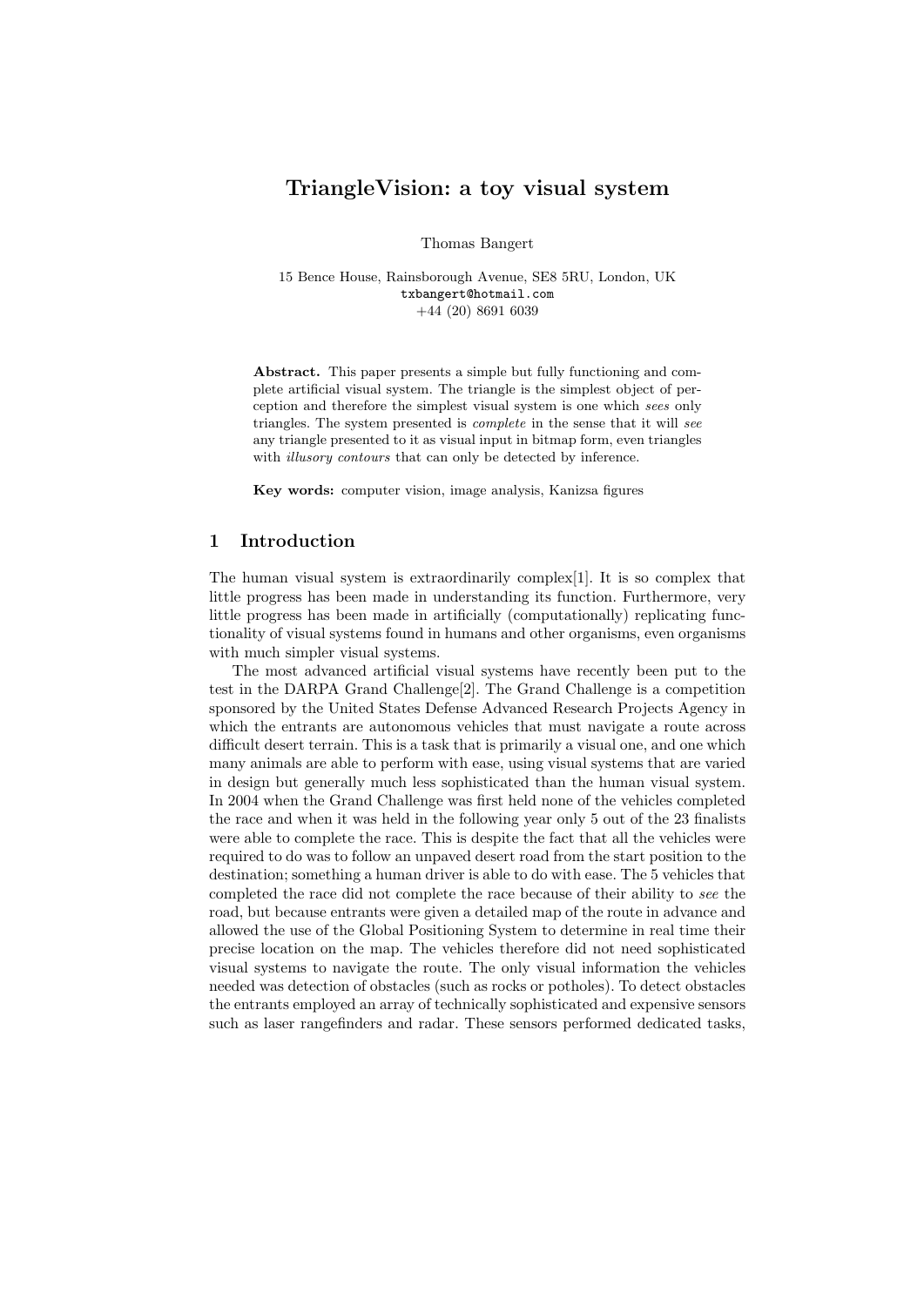# TriangleVision: a toy visual system

Thomas Bangert

15 Bence House, Rainsborough Avenue, SE8 5RU, London, UK
txbangert@hotmail.com
+44 (20) 8691 6039

**Abstract.** This paper presents a simple but fully functioning and complete artificial visual system. The triangle is the simplest object of perception and therefore the simplest visual system is one which *sees* only triangles. The system presented is *complete* in the sense that it will *see* any triangle presented to it as visual input in bitmap form, even triangles with *illusory contours* that can only be detected by inference.

**Key words:** computer vision, image analysis, Kanizsa figures

## 1 Introduction

The human visual system is extraordinarily complex[1]. It is so complex that little progress has been made in understanding its function. Furthermore, very little progress has been made in artificially (computationally) replicating functionality of visual systems found in humans and other organisms, even organisms with much simpler visual systems.

The most advanced artificial visual systems have recently been put to the test in the DARPA Grand Challenge[2]. The Grand Challenge is a competition sponsored by the United States Defense Advanced Research Projects Agency in which the entrants are autonomous vehicles that must navigate a route across difficult desert terrain. This is a task that is primarily a visual one, and one which many animals are able to perform with ease, using visual systems that are varied in design but generally much less sophisticated than the human visual system. In 2004 when the Grand Challenge was first held none of the vehicles completed the race and when it was held in the following year only 5 out of the 23 finalists were able to complete the race. This is despite the fact that all the vehicles were required to do was to follow an unpaved desert road from the start position to the destination; something a human driver is able to do with ease. The 5 vehicles that completed the race did not complete the race because of their ability to *see* the road, but because entrants were given a detailed map of the route in advance and allowed the use of the Global Positioning System to determine in real time their precise location on the map. The vehicles therefore did not need sophisticated visual systems to navigate the route. The only visual information the vehicles needed was detection of obstacles (such as rocks or potholes). To detect obstacles the entrants employed an array of technically sophisticated and expensive sensors such as laser rangefinders and radar. These sensors performed dedicated tasks,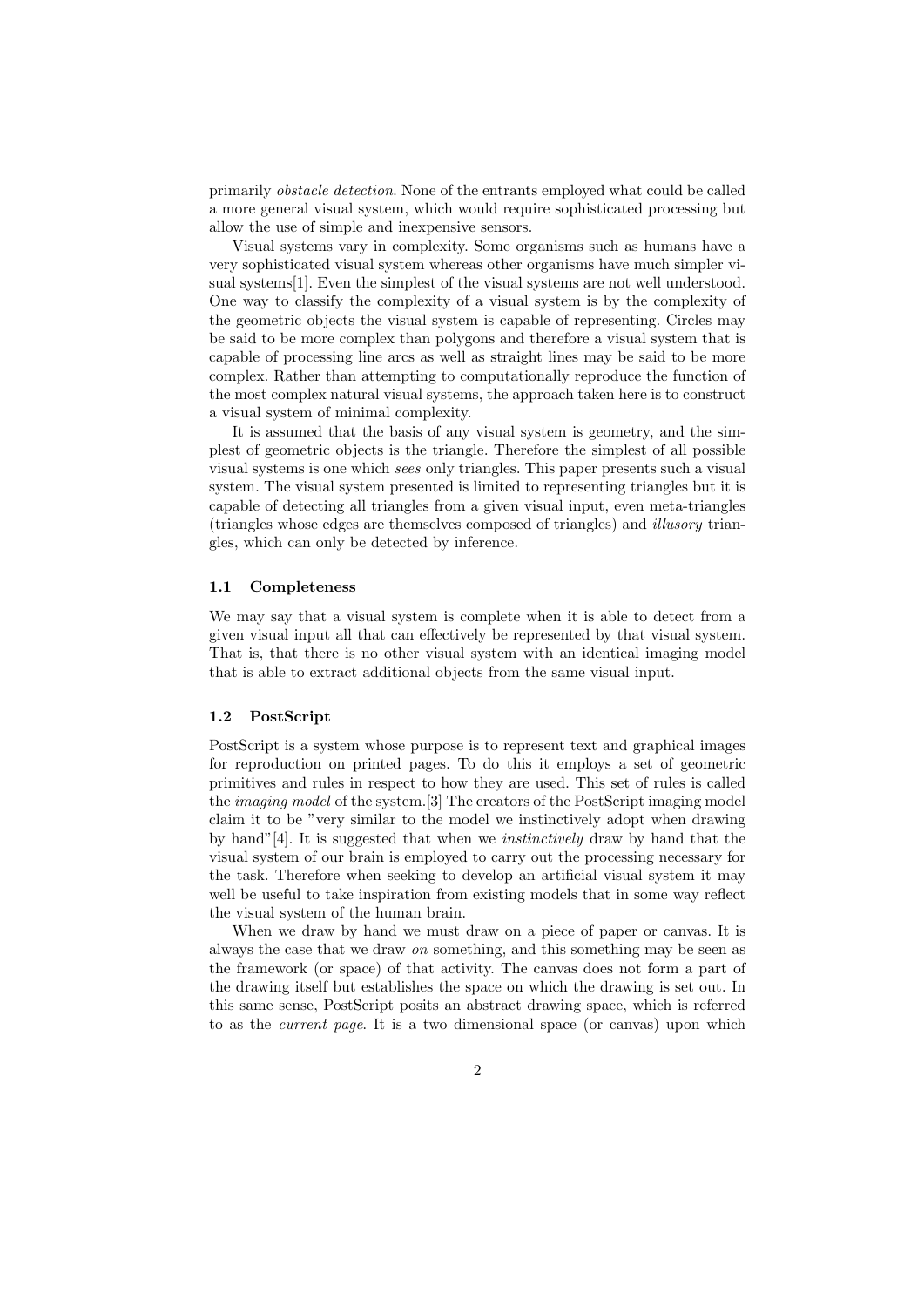primarily *obstacle detection*. None of the entrants employed what could be called a more general visual system, which would require sophisticated processing but allow the use of simple and inexpensive sensors.

Visual systems vary in complexity. Some organisms such as humans have a very sophisticated visual system whereas other organisms have much simpler visual systems[1]. Even the simplest of the visual systems are not well understood. One way to classify the complexity of a visual system is by the complexity of the geometric objects the visual system is capable of representing. Circles may be said to be more complex than polygons and therefore a visual system that is capable of processing line arcs as well as straight lines may be said to be more complex. Rather than attempting to computationally reproduce the function of the most complex natural visual systems, the approach taken here is to construct a visual system of minimal complexity.

It is assumed that the basis of any visual system is geometry, and the simplest of geometric objects is the triangle. Therefore the simplest of all possible visual systems is one which *sees* only triangles. This paper presents such a visual system. The visual system presented is limited to representing triangles but it is capable of detecting all triangles from a given visual input, even meta-triangles (triangles whose edges are themselves composed of triangles) and *illusory* triangles, which can only be detected by inference.

### 1.1 Completeness

We may say that a visual system is complete when it is able to detect from a given visual input all that can effectively be represented by that visual system. That is, that there is no other visual system with an identical imaging model that is able to extract additional objects from the same visual input.

### 1.2 PostScript

PostScript is a system whose purpose is to represent text and graphical images for reproduction on printed pages. To do this it employs a set of geometric primitives and rules in respect to how they are used. This set of rules is called the *imaging model* of the system.[3] The creators of the PostScript imaging model claim it to be "very similar to the model we instinctively adopt when drawing by hand"[4]. It is suggested that when we *instinctively* draw by hand that the visual system of our brain is employed to carry out the processing necessary for the task. Therefore when seeking to develop an artificial visual system it may well be useful to take inspiration from existing models that in some way reflect the visual system of the human brain.

When we draw by hand we must draw on a piece of paper or canvas. It is always the case that we draw *on* something, and this something may be seen as the framework (or space) of that activity. The canvas does not form a part of the drawing itself but establishes the space on which the drawing is set out. In this same sense, PostScript posits an abstract drawing space, which is referred to as the *current page*. It is a two dimensional space (or canvas) upon which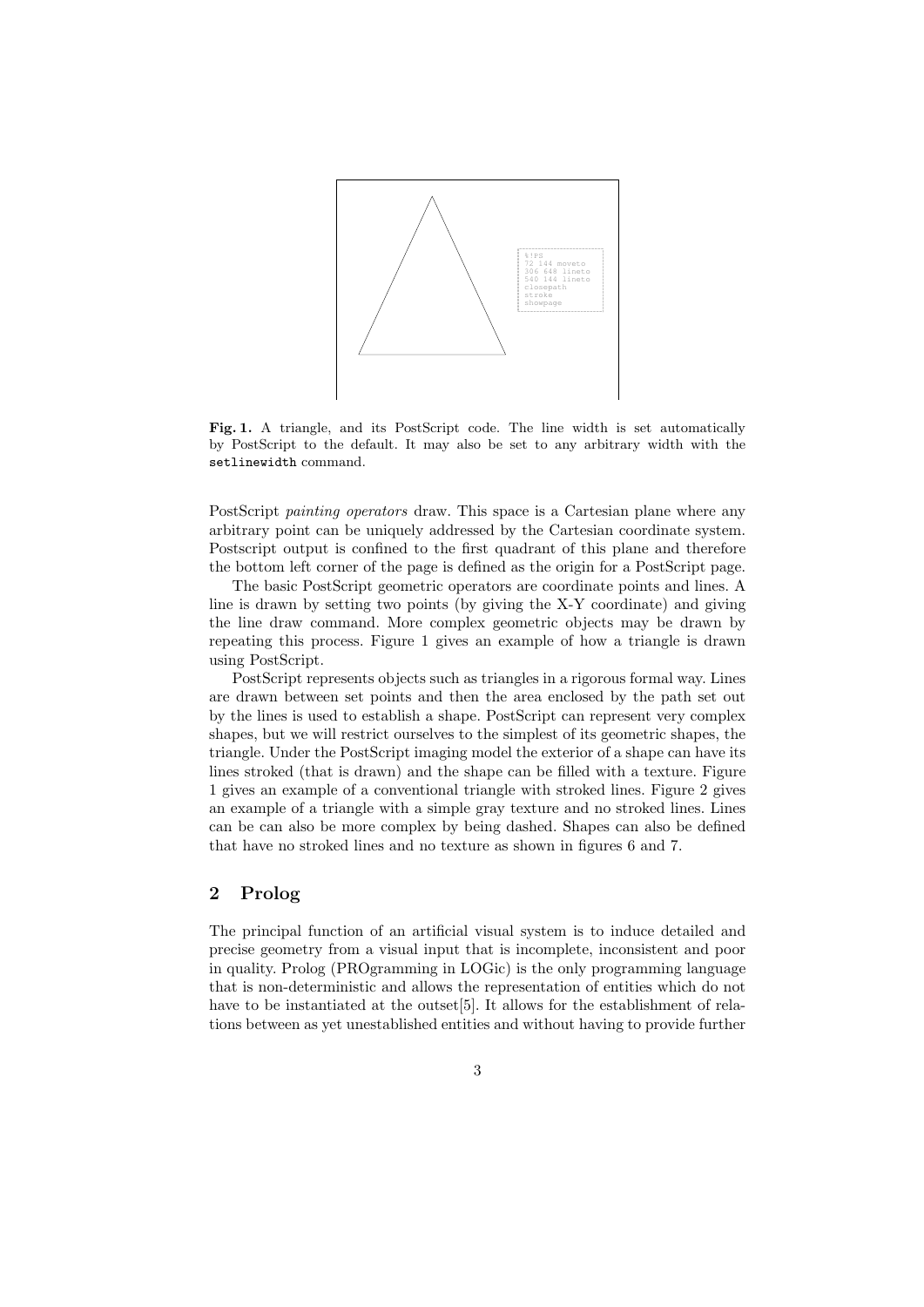```
%!PS
72 144 moveto
306 648 lineto
540 144 lineto
closepath
stroke
showpage
```

**Fig. 1.** A triangle, and its PostScript code. The line width is set automatically by PostScript to the default. It may also be set to any arbitrary width with the `setlinewidth` command.

PostScript *painting operators* draw. This space is a Cartesian plane where any arbitrary point can be uniquely addressed by the Cartesian coordinate system. Postscript output is confined to the first quadrant of this plane and therefore the bottom left corner of the page is defined as the origin for a PostScript page.

The basic PostScript geometric operators are coordinate points and lines. A line is drawn by setting two points (by giving the X-Y coordinate) and giving the line draw command. More complex geometric objects may be drawn by repeating this process. Figure 1 gives an example of how a triangle is drawn using PostScript.

PostScript represents objects such as triangles in a rigorous formal way. Lines are drawn between set points and then the area enclosed by the path set out by the lines is used to establish a shape. PostScript can represent very complex shapes, but we will restrict ourselves to the simplest of its geometric shapes, the triangle. Under the PostScript imaging model the exterior of a shape can have its lines stroked (that is drawn) and the shape can be filled with a texture. Figure 1 gives an example of a conventional triangle with stroked lines. Figure 2 gives an example of a triangle with a simple gray texture and no stroked lines. Lines can be can also be more complex by being dashed. Shapes can also be defined that have no stroked lines and no texture as shown in figures 6 and 7.

## 2 Prolog

The principal function of an artificial visual system is to induce detailed and precise geometry from a visual input that is incomplete, inconsistent and poor in quality. Prolog (PROgramming in LOGic) is the only programming language that is non-deterministic and allows the representation of entities which do not have to be instantiated at the outset[5]. It allows for the establishment of relations between as yet unestablished entities and without having to provide further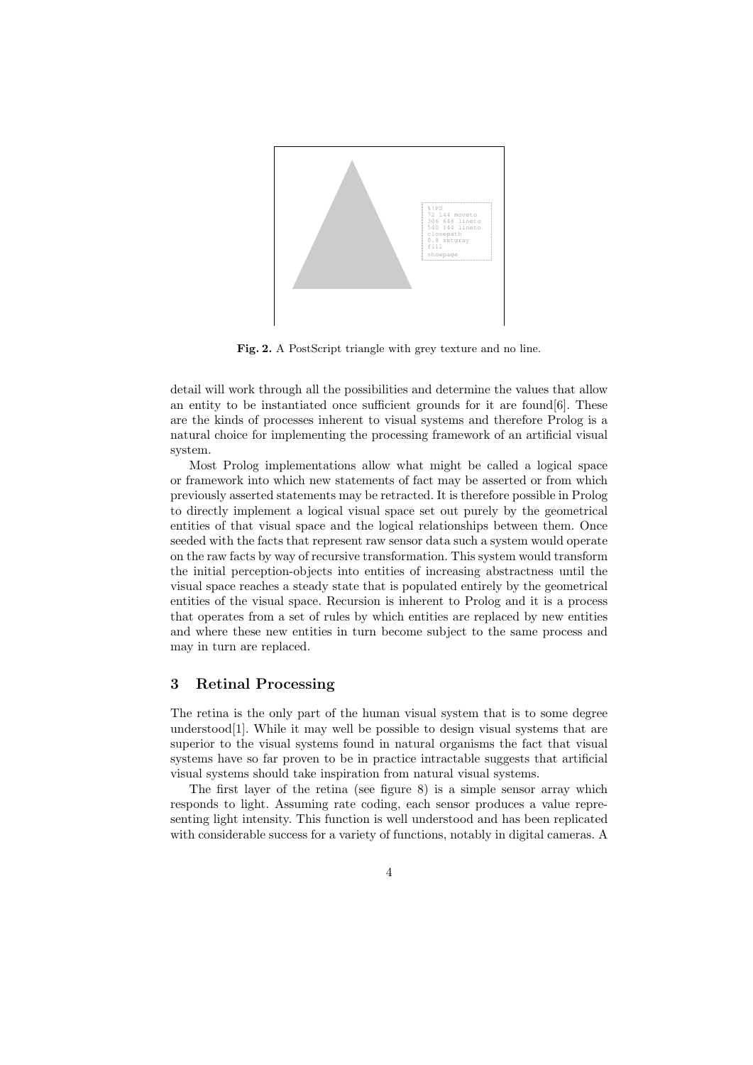%!PS
72 144 moveto
306 648 lineto
540 144 lineto
closepath
0.8 setgray
fill
showpage

**Fig. 2.** A PostScript triangle with grey texture and no line.

detail will work through all the possibilities and determine the values that allow an entity to be instantiated once sufficient grounds for it are found[6]. These are the kinds of processes inherent to visual systems and therefore Prolog is a natural choice for implementing the processing framework of an artificial visual system.

Most Prolog implementations allow what might be called a logical space or framework into which new statements of fact may be asserted or from which previously asserted statements may be retracted. It is therefore possible in Prolog to directly implement a logical visual space set out purely by the geometrical entities of that visual space and the logical relationships between them. Once seeded with the facts that represent raw sensor data such a system would operate on the raw facts by way of recursive transformation. This system would transform the initial perception-objects into entities of increasing abstractness until the visual space reaches a steady state that is populated entirely by the geometrical entities of the visual space. Recursion is inherent to Prolog and it is a process that operates from a set of rules by which entities are replaced by new entities and where these new entities in turn become subject to the same process and may in turn are replaced.

## 3 Retinal Processing

The retina is the only part of the human visual system that is to some degree understood[1]. While it may well be possible to design visual systems that are superior to the visual systems found in natural organisms the fact that visual systems have so far proven to be in practice intractable suggests that artificial visual systems should take inspiration from natural visual systems.

The first layer of the retina (see figure 8) is a simple sensor array which responds to light. Assuming rate coding, each sensor produces a value representing light intensity. This function is well understood and has been replicated with considerable success for a variety of functions, notably in digital cameras. A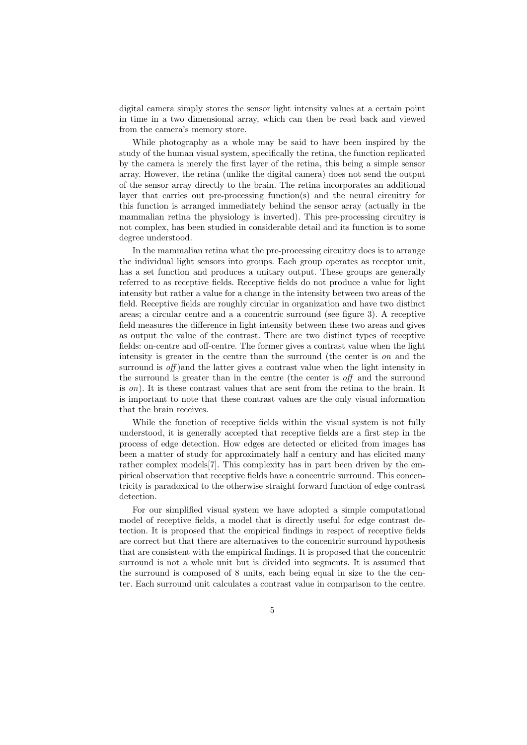digital camera simply stores the sensor light intensity values at a certain point in time in a two dimensional array, which can then be read back and viewed from the camera's memory store.

While photography as a whole may be said to have been inspired by the study of the human visual system, specifically the retina, the function replicated by the camera is merely the first layer of the retina, this being a simple sensor array. However, the retina (unlike the digital camera) does not send the output of the sensor array directly to the brain. The retina incorporates an additional layer that carries out pre-processing function(s) and the neural circuitry for this function is arranged immediately behind the sensor array (actually in the mammalian retina the physiology is inverted). This pre-processing circuitry is not complex, has been studied in considerable detail and its function is to some degree understood.

In the mammalian retina what the pre-processing circuitry does is to arrange the individual light sensors into groups. Each group operates as receptor unit, has a set function and produces a unitary output. These groups are generally referred to as receptive fields. Receptive fields do not produce a value for light intensity but rather a value for a change in the intensity between two areas of the field. Receptive fields are roughly circular in organization and have two distinct areas; a circular centre and a a concentric surround (see figure 3). A receptive field measures the difference in light intensity between these two areas and gives as output the value of the contrast. There are two distinct types of receptive fields: on-centre and off-centre. The former gives a contrast value when the light intensity is greater in the centre than the surround (the center is *on* and the surround is *off*)and the latter gives a contrast value when the light intensity in the surround is greater than in the centre (the center is *off* and the surround is *on*). It is these contrast values that are sent from the retina to the brain. It is important to note that these contrast values are the only visual information that the brain receives.

While the function of receptive fields within the visual system is not fully understood, it is generally accepted that receptive fields are a first step in the process of edge detection. How edges are detected or elicited from images has been a matter of study for approximately half a century and has elicited many rather complex models[7]. This complexity has in part been driven by the empirical observation that receptive fields have a concentric surround. This concentricity is paradoxical to the otherwise straight forward function of edge contrast detection.

For our simplified visual system we have adopted a simple computational model of receptive fields, a model that is directly useful for edge contrast detection. It is proposed that the empirical findings in respect of receptive fields are correct but that there are alternatives to the concentric surround hypothesis that are consistent with the empirical findings. It is proposed that the concentric surround is not a whole unit but is divided into segments. It is assumed that the surround is composed of 8 units, each being equal in size to the the center. Each surround unit calculates a contrast value in comparison to the centre.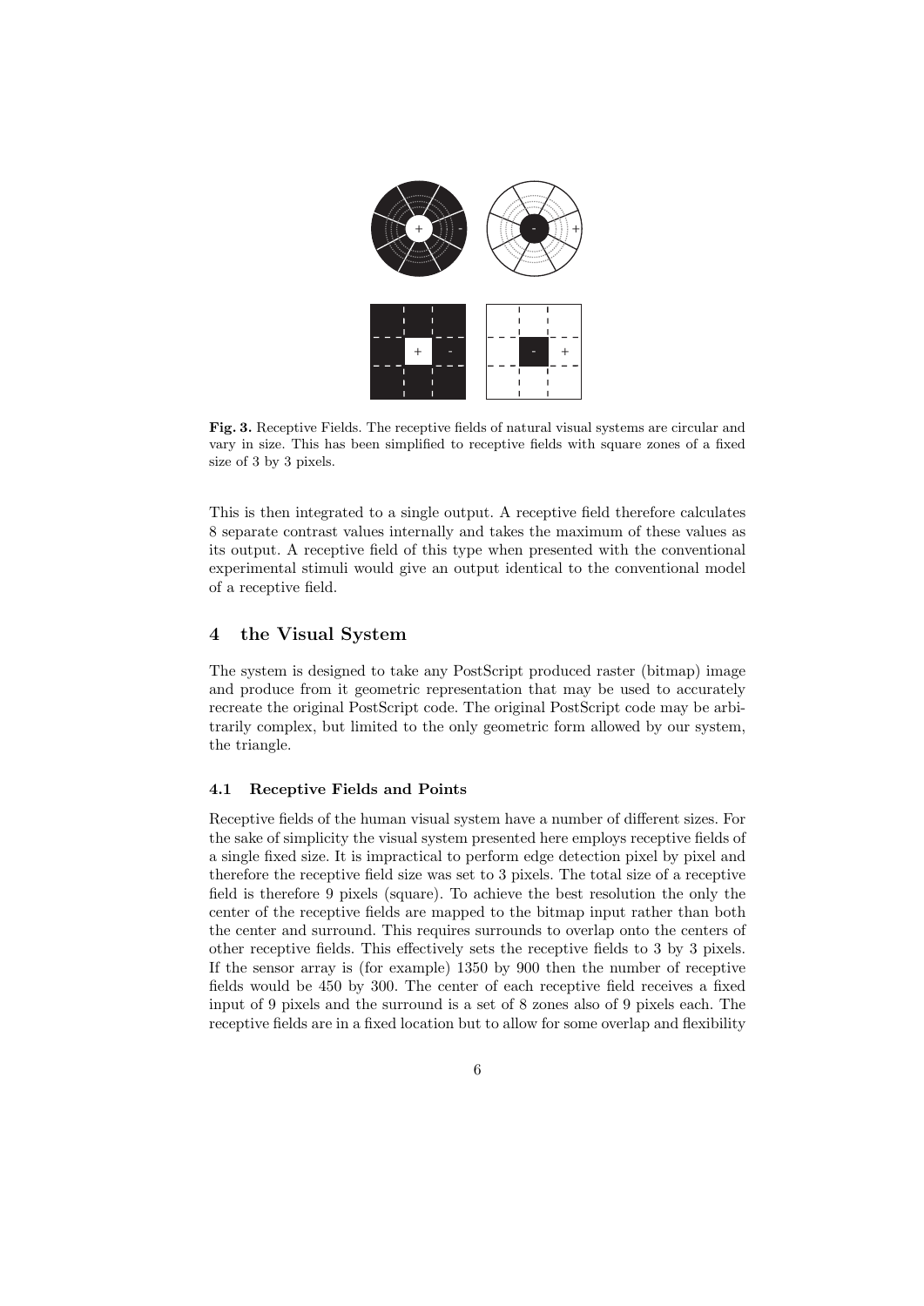**Fig. 3.** Receptive Fields. The receptive fields of natural visual systems are circular and vary in size. This has been simplified to receptive fields with square zones of a fixed size of 3 by 3 pixels.

This is then integrated to a single output. A receptive field therefore calculates 8 separate contrast values internally and takes the maximum of these values as its output. A receptive field of this type when presented with the conventional experimental stimuli would give an output identical to the conventional model of a receptive field.

## 4 the Visual System

The system is designed to take any PostScript produced raster (bitmap) image and produce from it geometric representation that may be used to accurately recreate the original PostScript code. The original PostScript code may be arbitrarily complex, but limited to the only geometric form allowed by our system, the triangle.

### 4.1 Receptive Fields and Points

Receptive fields of the human visual system have a number of different sizes. For the sake of simplicity the visual system presented here employs receptive fields of a single fixed size. It is impractical to perform edge detection pixel by pixel and therefore the receptive field size was set to 3 pixels. The total size of a receptive field is therefore 9 pixels (square). To achieve the best resolution the only the center of the receptive fields are mapped to the bitmap input rather than both the center and surround. This requires surrounds to overlap onto the centers of other receptive fields. This effectively sets the receptive fields to 3 by 3 pixels. If the sensor array is (for example) 1350 by 900 then the number of receptive fields would be 450 by 300. The center of each receptive field receives a fixed input of 9 pixels and the surround is a set of 8 zones also of 9 pixels each. The receptive fields are in a fixed location but to allow for some overlap and flexibility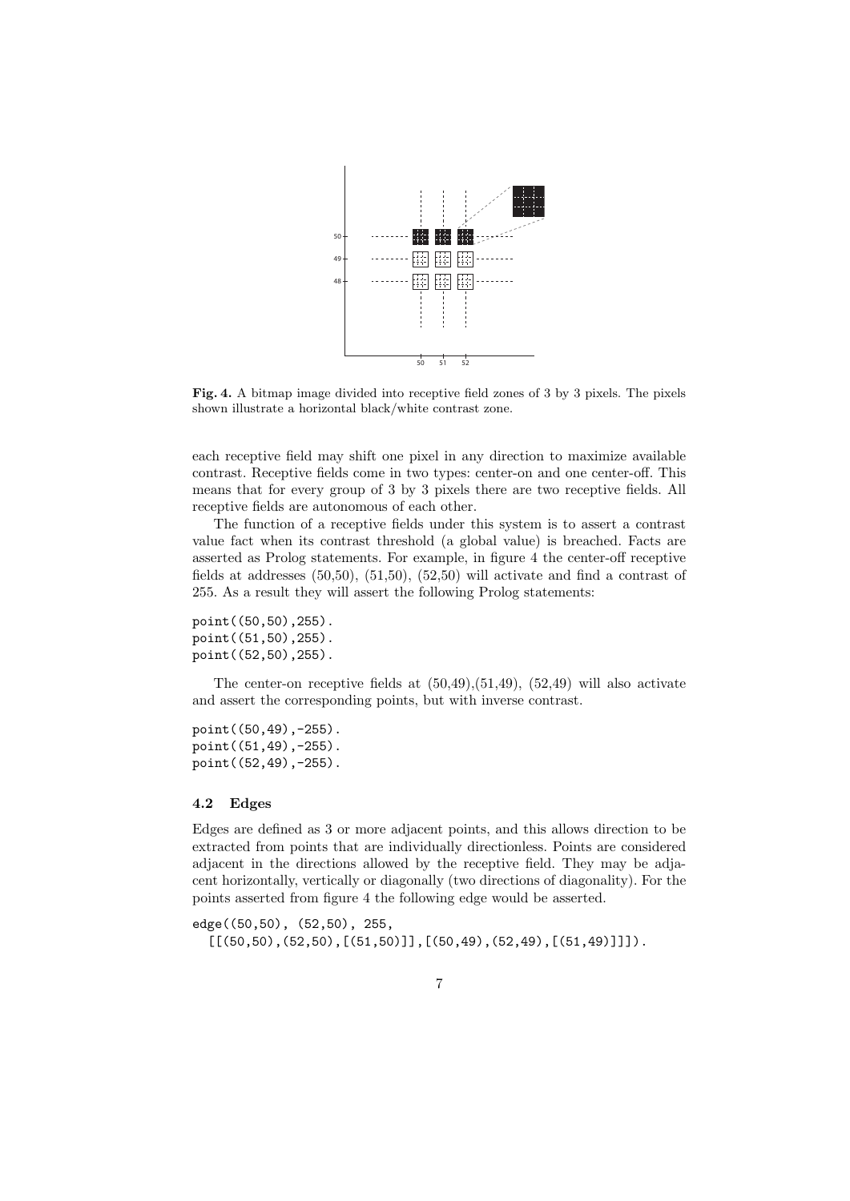**Fig. 4.** A bitmap image divided into receptive field zones of 3 by 3 pixels. The pixels shown illustrate a horizontal black/white contrast zone.

each receptive field may shift one pixel in any direction to maximize available contrast. Receptive fields come in two types: center-on and one center-off. This means that for every group of 3 by 3 pixels there are two receptive fields. All receptive fields are autonomous of each other.

The function of a receptive fields under this system is to assert a contrast value fact when its contrast threshold (a global value) is breached. Facts are asserted as Prolog statements. For example, in figure 4 the center-off receptive fields at addresses (50,50), (51,50), (52,50) will activate and find a contrast of 255. As a result they will assert the following Prolog statements:

```
point((50,50),255).
point((51,50),255).
point((52,50),255).
```

The center-on receptive fields at (50,49),(51,49), (52,49) will also activate and assert the corresponding points, but with inverse contrast.

```
point((50,49),-255).
point((51,49),-255).
point((52,49),-255).
```

### 4.2 Edges

Edges are defined as 3 or more adjacent points, and this allows direction to be extracted from points that are individually directionless. Points are considered adjacent in the directions allowed by the receptive field. They may be adjacent horizontally, vertically or diagonally (two directions of diagonality). For the points asserted from figure 4 the following edge would be asserted.

```
edge((50,50), (52,50), 255,
  [[(50,50),(52,50),[(51,50)]],[(50,49),(52,49),[(51,49)]]]).
```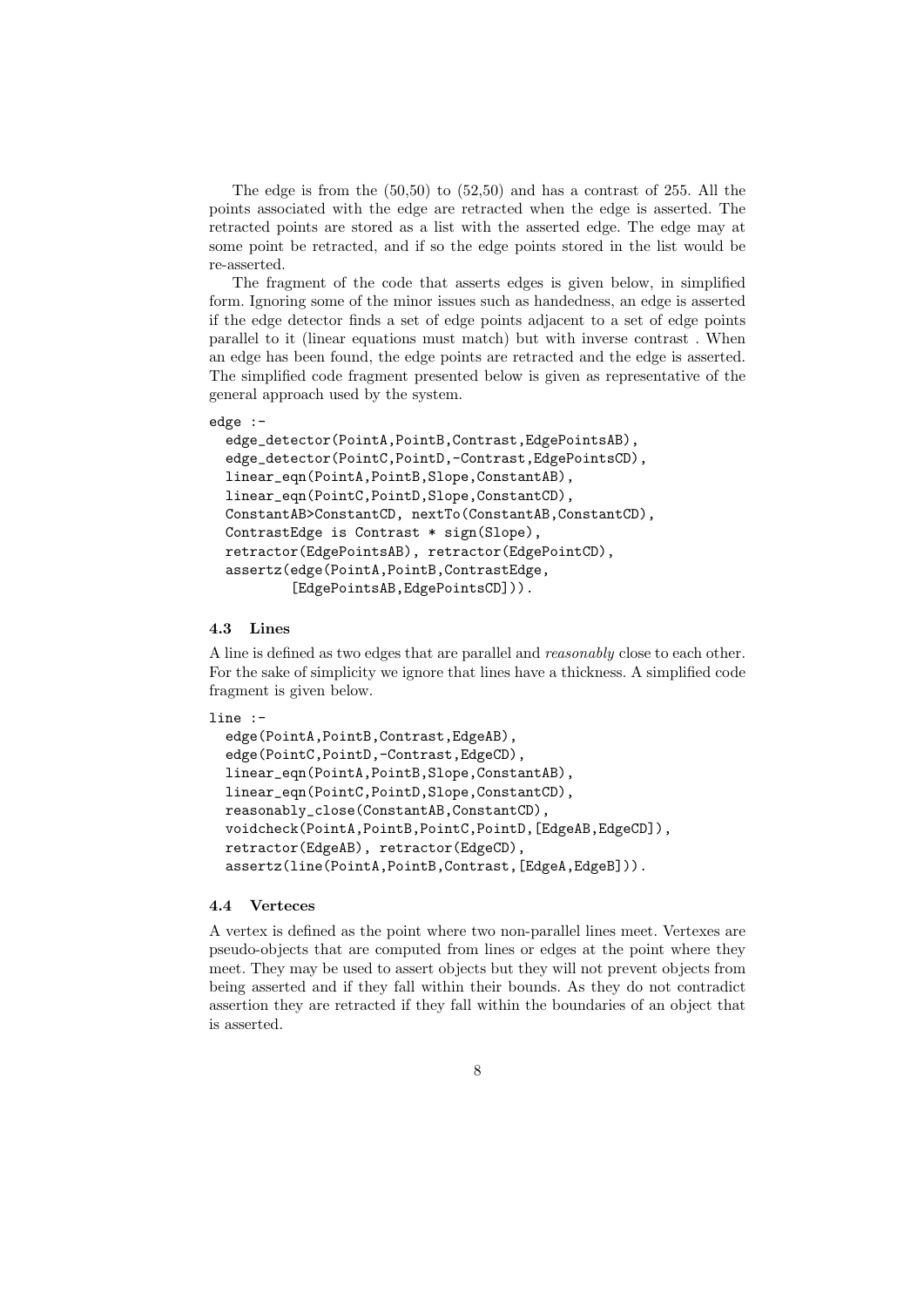The edge is from the (50,50) to (52,50) and has a contrast of 255. All the points associated with the edge are retracted when the edge is asserted. The retracted points are stored as a list with the asserted edge. The edge may at some point be retracted, and if so the edge points stored in the list would be re-asserted.

The fragment of the code that asserts edges is given below, in simplified form. Ignoring some of the minor issues such as handedness, an edge is asserted if the edge detector finds a set of edge points adjacent to a set of edge points parallel to it (linear equations must match) but with inverse contrast . When an edge has been found, the edge points are retracted and the edge is asserted. The simplified code fragment presented below is given as representative of the general approach used by the system.

```
edge :-
  edge_detector(PointA,PointB,Contrast,EdgePointsAB),
  edge_detector(PointC,PointD,-Contrast,EdgePointsCD),
  linear_eqn(PointA,PointB,Slope,ConstantAB),
  linear_eqn(PointC,PointD,Slope,ConstantCD),
  ConstantAB>ConstantCD, nextTo(ConstantAB,ConstantCD),
  ContrastEdge is Contrast * sign(Slope),
  retractor(EdgePointsAB), retractor(EdgePointCD),
  assertz(edge(PointA,PointB,ContrastEdge,
          [EdgePointsAB,EdgePointsCD])).
```

### 4.3 Lines

A line is defined as two edges that are parallel and *reasonably* close to each other. For the sake of simplicity we ignore that lines have a thickness. A simplified code fragment is given below.

```
line :-
  edge(PointA,PointB,Contrast,EdgeAB),
  edge(PointC,PointD,-Contrast,EdgeCD),
  linear_eqn(PointA,PointB,Slope,ConstantAB),
  linear_eqn(PointC,PointD,Slope,ConstantCD),
  reasonably_close(ConstantAB,ConstantCD),
  voidcheck(PointA,PointB,PointC,PointD,[EdgeAB,EdgeCD]),
  retractor(EdgeAB), retractor(EdgeCD),
  assertz(line(PointA,PointB,Contrast,[EdgeA,EdgeB])).
```

### 4.4 Verteces

A vertex is defined as the point where two non-parallel lines meet. Vertexes are pseudo-objects that are computed from lines or edges at the point where they meet. They may be used to assert objects but they will not prevent objects from being asserted and if they fall within their bounds. As they do not contradict assertion they are retracted if they fall within the boundaries of an object that is asserted.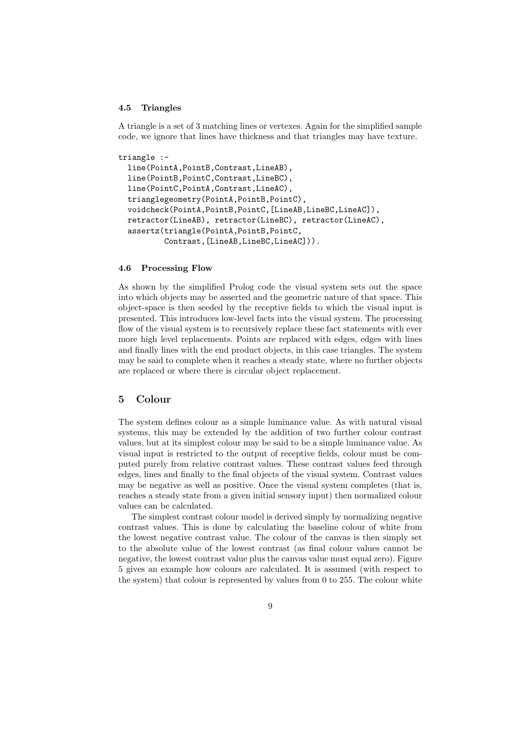### 4.5 Triangles

A triangle is a set of 3 matching lines or vertexes. Again for the simplified sample code, we ignore that lines have thickness and that triangles may have texture.

```
triangle :-
  line(PointA,PointB,Contrast,LineAB),
  line(PointB,PointC,Contrast,LineBC),
  line(PointC,PointA,Contrast,LineAC),
  trianglegeometry(PointA,PointB,PointC),
  voidcheck(PointA,PointB,PointC,[LineAB,LineBC,LineAC]),
  retractor(LineAB), retractor(LineBC), retractor(LineAC),
  assertz(triangle(PointA,PointB,PointC,
          Contrast,[LineAB,LineBC,LineAC])).
```

### 4.6 Processing Flow

As shown by the simplified Prolog code the visual system sets out the space into which objects may be asserted and the geometric nature of that space. This object-space is then seeded by the receptive fields to which the visual input is presented. This introduces low-level facts into the visual system. The processing flow of the visual system is to recursively replace these fact statements with ever more high level replacements. Points are replaced with edges, edges with lines and finally lines with the end product objects, in this case triangles. The system may be said to complete when it reaches a steady state, where no further objects are replaced or where there is circular object replacement.

## 5 Colour

The system defines colour as a simple luminance value. As with natural visual systems, this may be extended by the addition of two further colour contrast values, but at its simplest colour may be said to be a simple luminance value. As visual input is restricted to the output of receptive fields, colour must be computed purely from relative contrast values. These contrast values feed through edges, lines and finally to the final objects of the visual system. Contrast values may be negative as well as positive. Once the visual system completes (that is, reaches a steady state from a given initial sensory input) then normalized colour values can be calculated.

The simplest contrast colour model is derived simply by normalizing negative contrast values. This is done by calculating the baseline colour of white from the lowest negative contrast value. The colour of the canvas is then simply set to the absolute value of the lowest contrast (as final colour values cannot be negative, the lowest contrast value plus the canvas value must equal zero). Figure 5 gives an example how colours are calculated. It is assumed (with respect to the system) that colour is represented by values from 0 to 255. The colour white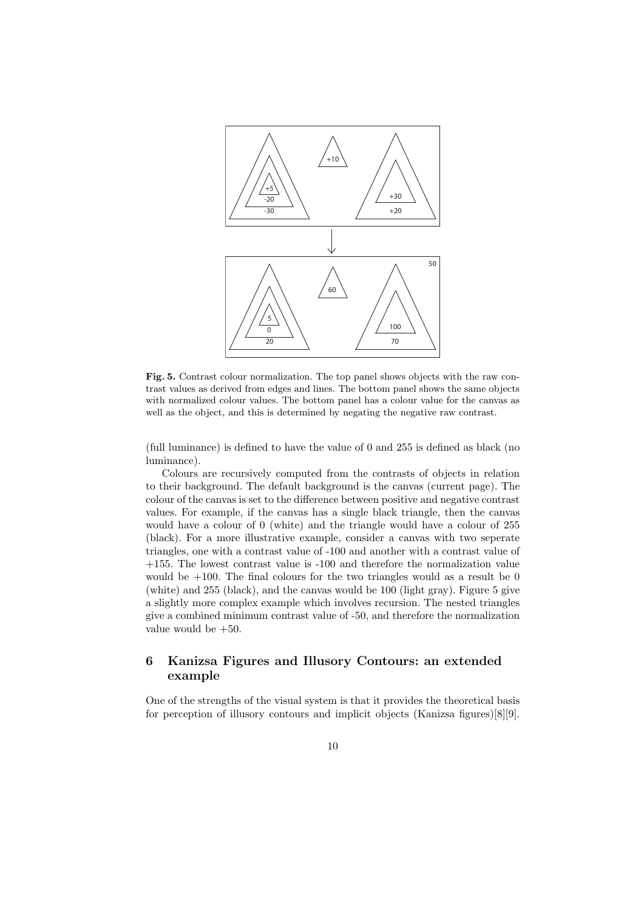**Fig. 5.** Contrast colour normalization. The top panel shows objects with the raw contrast values as derived from edges and lines. The bottom panel shows the same objects with normalized colour values. The bottom panel has a colour value for the canvas as well as the object, and this is determined by negating the negative raw contrast.

(full luminance) is defined to have the value of 0 and 255 is defined as black (no luminance).

Colours are recursively computed from the contrasts of objects in relation to their background. The default background is the canvas (current page). The colour of the canvas is set to the difference between positive and negative contrast values. For example, if the canvas has a single black triangle, then the canvas would have a colour of 0 (white) and the triangle would have a colour of 255 (black). For a more illustrative example, consider a canvas with two seperate triangles, one with a contrast value of -100 and another with a contrast value of +155. The lowest contrast value is -100 and therefore the normalization value would be +100. The final colours for the two triangles would as a result be 0 (white) and 255 (black), and the canvas would be 100 (light gray). Figure 5 give a slightly more complex example which involves recursion. The nested triangles give a combined minimum contrast value of -50, and therefore the normalization value would be +50.

## 6 Kanizsa Figures and Illusory Contours: an extended example

One of the strengths of the visual system is that it provides the theoretical basis for perception of illusory contours and implicit objects (Kanizsa figures)[8][9].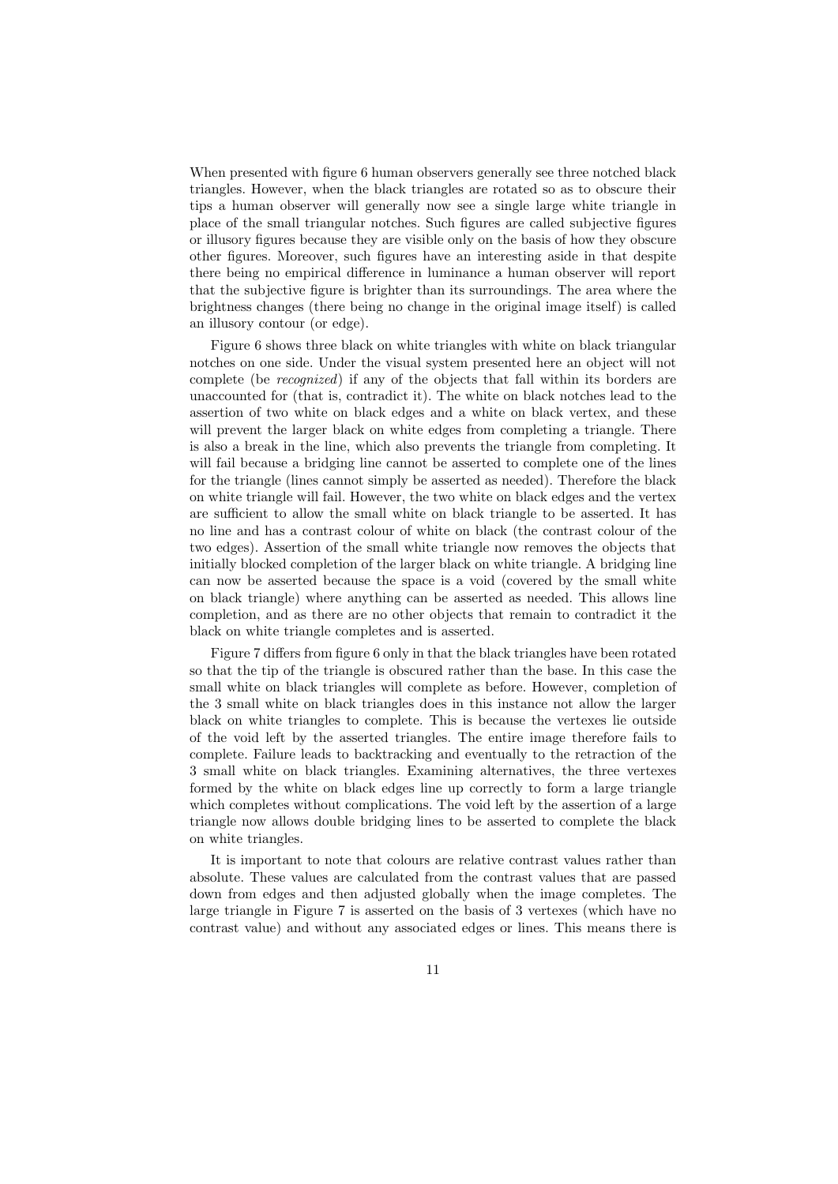When presented with figure 6 human observers generally see three notched black triangles. However, when the black triangles are rotated so as to obscure their tips a human observer will generally now see a single large white triangle in place of the small triangular notches. Such figures are called subjective figures or illusory figures because they are visible only on the basis of how they obscure other figures. Moreover, such figures have an interesting aside in that despite there being no empirical difference in luminance a human observer will report that the subjective figure is brighter than its surroundings. The area where the brightness changes (there being no change in the original image itself) is called an illusory contour (or edge).

Figure 6 shows three black on white triangles with white on black triangular notches on one side. Under the visual system presented here an object will not complete (be *recognized*) if any of the objects that fall within its borders are unaccounted for (that is, contradict it). The white on black notches lead to the assertion of two white on black edges and a white on black vertex, and these will prevent the larger black on white edges from completing a triangle. There is also a break in the line, which also prevents the triangle from completing. It will fail because a bridging line cannot be asserted to complete one of the lines for the triangle (lines cannot simply be asserted as needed). Therefore the black on white triangle will fail. However, the two white on black edges and the vertex are sufficient to allow the small white on black triangle to be asserted. It has no line and has a contrast colour of white on black (the contrast colour of the two edges). Assertion of the small white triangle now removes the objects that initially blocked completion of the larger black on white triangle. A bridging line can now be asserted because the space is a void (covered by the small white on black triangle) where anything can be asserted as needed. This allows line completion, and as there are no other objects that remain to contradict it the black on white triangle completes and is asserted.

Figure 7 differs from figure 6 only in that the black triangles have been rotated so that the tip of the triangle is obscured rather than the base. In this case the small white on black triangles will complete as before. However, completion of the 3 small white on black triangles does in this instance not allow the larger black on white triangles to complete. This is because the vertexes lie outside of the void left by the asserted triangles. The entire image therefore fails to complete. Failure leads to backtracking and eventually to the retraction of the 3 small white on black triangles. Examining alternatives, the three vertexes formed by the white on black edges line up correctly to form a large triangle which completes without complications. The void left by the assertion of a large triangle now allows double bridging lines to be asserted to complete the black on white triangles.

It is important to note that colours are relative contrast values rather than absolute. These values are calculated from the contrast values that are passed down from edges and then adjusted globally when the image completes. The large triangle in Figure 7 is asserted on the basis of 3 vertexes (which have no contrast value) and without any associated edges or lines. This means there is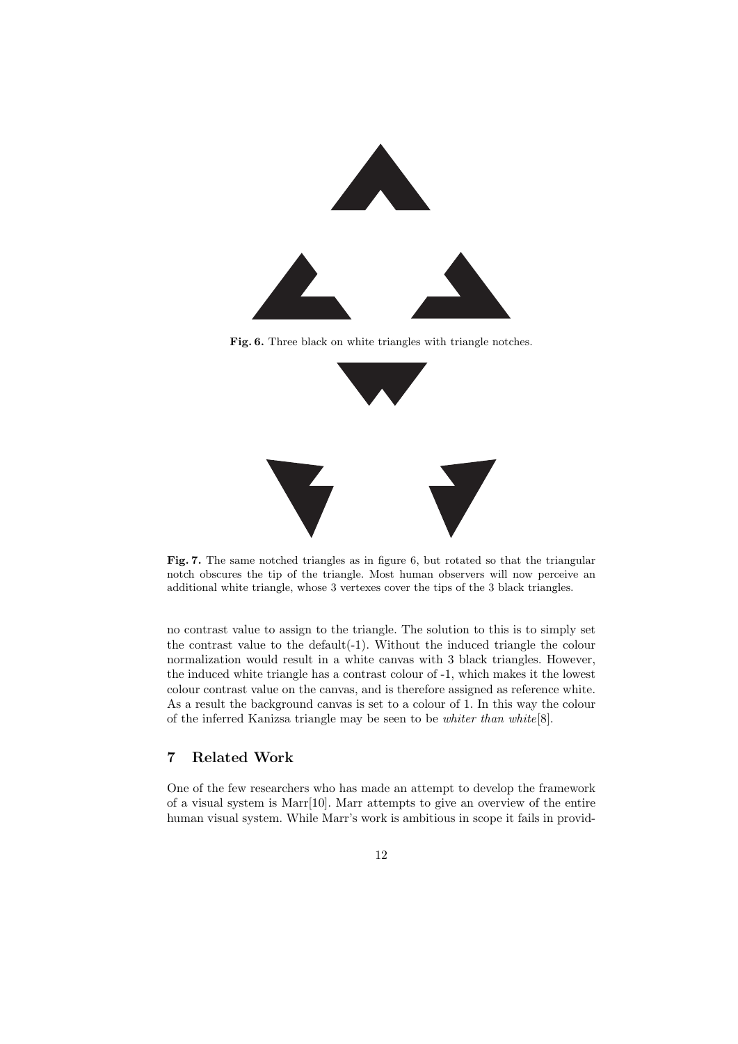**Fig. 6.** Three black on white triangles with triangle notches.

**Fig. 7.** The same notched triangles as in figure 6, but rotated so that the triangular notch obscures the tip of the triangle. Most human observers will now perceive an additional white triangle, whose 3 vertexes cover the tips of the 3 black triangles.

no contrast value to assign to the triangle. The solution to this is to simply set the contrast value to the default(-1). Without the induced triangle the colour normalization would result in a white canvas with 3 black triangles. However, the induced white triangle has a contrast colour of -1, which makes it the lowest colour contrast value on the canvas, and is therefore assigned as reference white. As a result the background canvas is set to a colour of 1. In this way the colour of the inferred Kanizsa triangle may be seen to be *whiter than white*[8].

## 7 Related Work

One of the few researchers who has made an attempt to develop the framework of a visual system is Marr[10]. Marr attempts to give an overview of the entire human visual system. While Marr's work is ambitious in scope it fails in provid-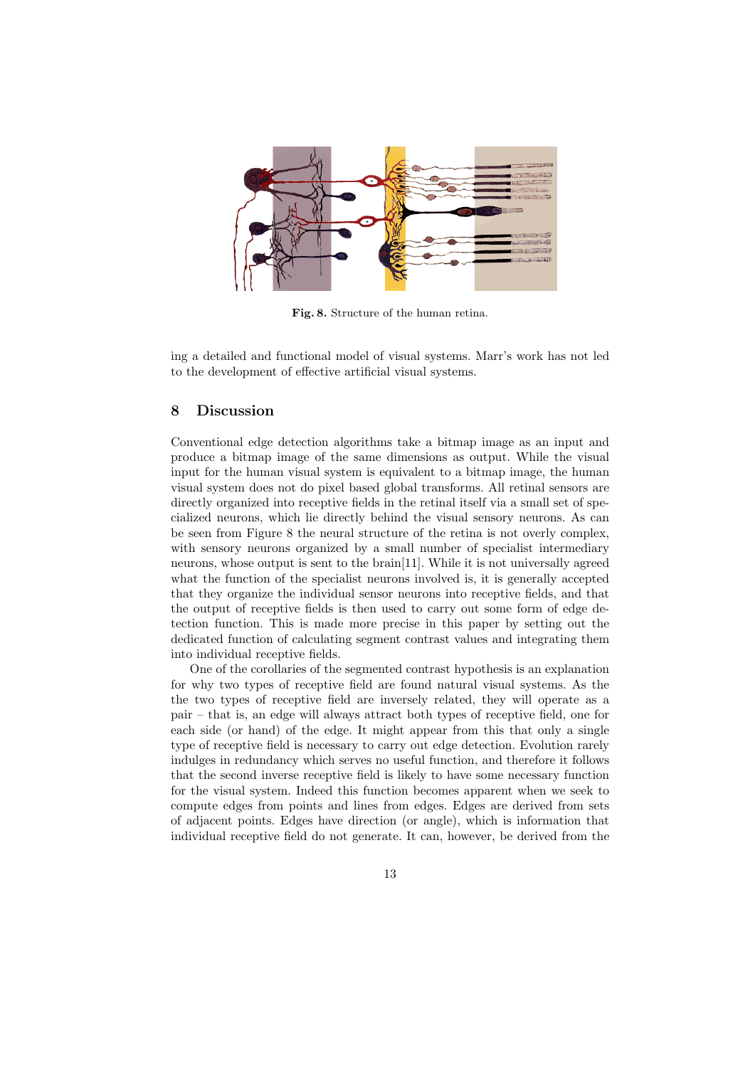Fig. 8. Structure of the human retina.

ing a detailed and functional model of visual systems. Marr's work has not led to the development of effective artificial visual systems.

## 8 Discussion

Conventional edge detection algorithms take a bitmap image as an input and produce a bitmap image of the same dimensions as output. While the visual input for the human visual system is equivalent to a bitmap image, the human visual system does not do pixel based global transforms. All retinal sensors are directly organized into receptive fields in the retinal itself via a small set of specialized neurons, which lie directly behind the visual sensory neurons. As can be seen from Figure 8 the neural structure of the retina is not overly complex, with sensory neurons organized by a small number of specialist intermediary neurons, whose output is sent to the brain[11]. While it is not universally agreed what the function of the specialist neurons involved is, it is generally accepted that they organize the individual sensor neurons into receptive fields, and that the output of receptive fields is then used to carry out some form of edge detection function. This is made more precise in this paper by setting out the dedicated function of calculating segment contrast values and integrating them into individual receptive fields.

One of the corollaries of the segmented contrast hypothesis is an explanation for why two types of receptive field are found natural visual systems. As the the two types of receptive field are inversely related, they will operate as a pair – that is, an edge will always attract both types of receptive field, one for each side (or hand) of the edge. It might appear from this that only a single type of receptive field is necessary to carry out edge detection. Evolution rarely indulges in redundancy which serves no useful function, and therefore it follows that the second inverse receptive field is likely to have some necessary function for the visual system. Indeed this function becomes apparent when we seek to compute edges from points and lines from edges. Edges are derived from sets of adjacent points. Edges have direction (or angle), which is information that individual receptive field do not generate. It can, however, be derived from the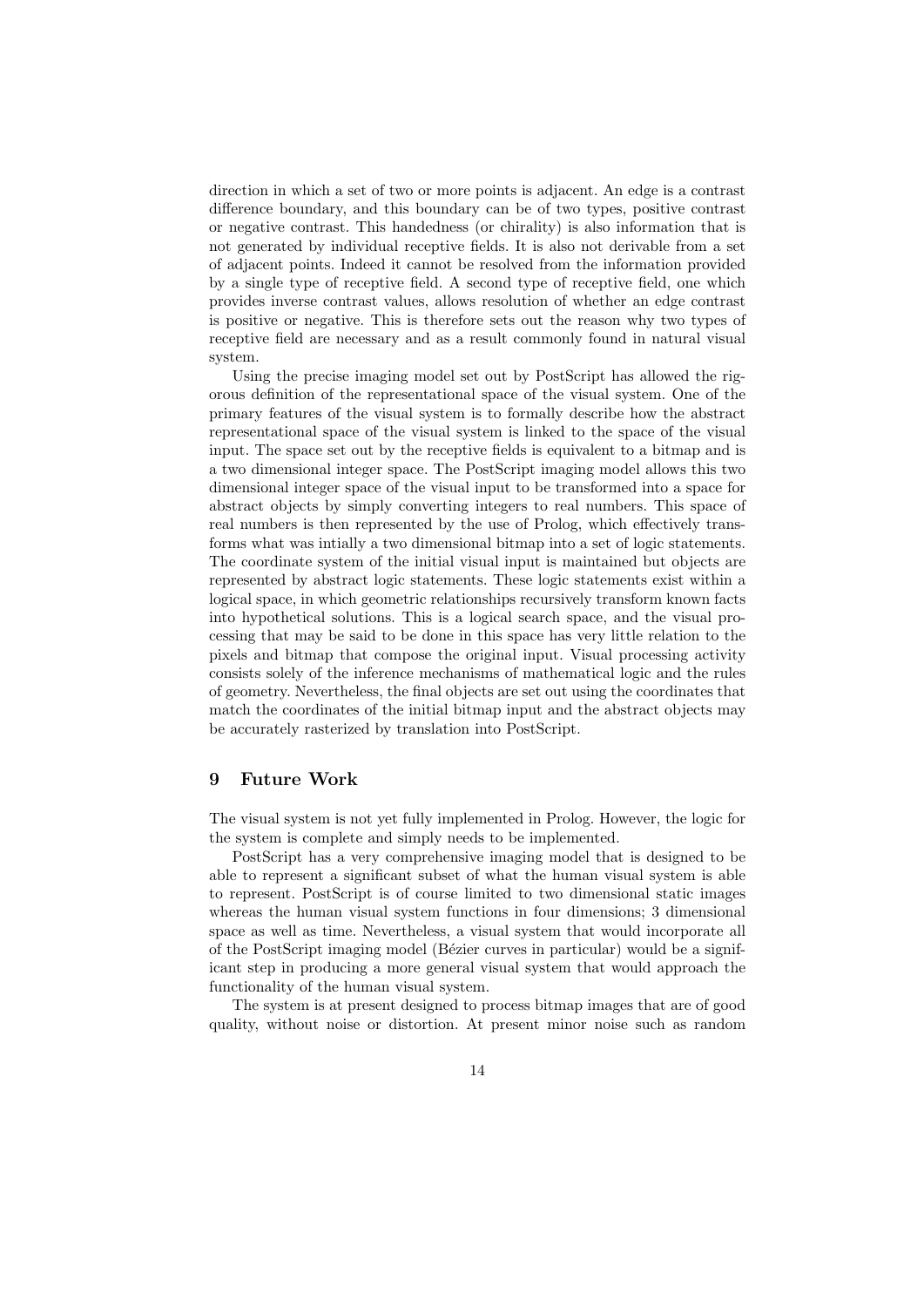direction in which a set of two or more points is adjacent. An edge is a contrast difference boundary, and this boundary can be of two types, positive contrast or negative contrast. This handedness (or chirality) is also information that is not generated by individual receptive fields. It is also not derivable from a set of adjacent points. Indeed it cannot be resolved from the information provided by a single type of receptive field. A second type of receptive field, one which provides inverse contrast values, allows resolution of whether an edge contrast is positive or negative. This is therefore sets out the reason why two types of receptive field are necessary and as a result commonly found in natural visual system.

Using the precise imaging model set out by PostScript has allowed the rigorous definition of the representational space of the visual system. One of the primary features of the visual system is to formally describe how the abstract representational space of the visual system is linked to the space of the visual input. The space set out by the receptive fields is equivalent to a bitmap and is a two dimensional integer space. The PostScript imaging model allows this two dimensional integer space of the visual input to be transformed into a space for abstract objects by simply converting integers to real numbers. This space of real numbers is then represented by the use of Prolog, which effectively transforms what was intially a two dimensional bitmap into a set of logic statements. The coordinate system of the initial visual input is maintained but objects are represented by abstract logic statements. These logic statements exist within a logical space, in which geometric relationships recursively transform known facts into hypothetical solutions. This is a logical search space, and the visual processing that may be said to be done in this space has very little relation to the pixels and bitmap that compose the original input. Visual processing activity consists solely of the inference mechanisms of mathematical logic and the rules of geometry. Nevertheless, the final objects are set out using the coordinates that match the coordinates of the initial bitmap input and the abstract objects may be accurately rasterized by translation into PostScript.

## 9 Future Work

The visual system is not yet fully implemented in Prolog. However, the logic for the system is complete and simply needs to be implemented.

PostScript has a very comprehensive imaging model that is designed to be able to represent a significant subset of what the human visual system is able to represent. PostScript is of course limited to two dimensional static images whereas the human visual system functions in four dimensions; 3 dimensional space as well as time. Nevertheless, a visual system that would incorporate all of the PostScript imaging model (Bézier curves in particular) would be a significant step in producing a more general visual system that would approach the functionality of the human visual system.

The system is at present designed to process bitmap images that are of good quality, without noise or distortion. At present minor noise such as random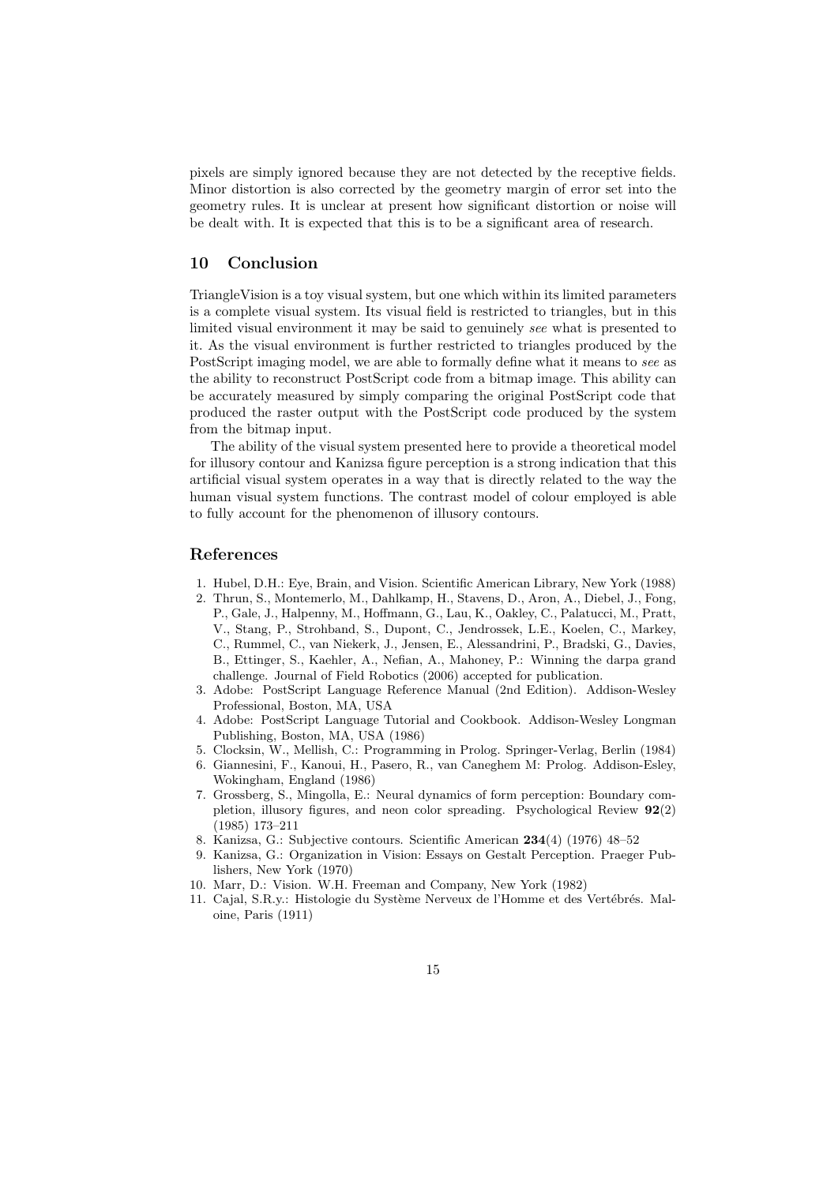pixels are simply ignored because they are not detected by the receptive fields. Minor distortion is also corrected by the geometry margin of error set into the geometry rules. It is unclear at present how significant distortion or noise will be dealt with. It is expected that this is to be a significant area of research.

## 10 Conclusion

TriangleVision is a toy visual system, but one which within its limited parameters is a complete visual system. Its visual field is restricted to triangles, but in this limited visual environment it may be said to genuinely *see* what is presented to it. As the visual environment is further restricted to triangles produced by the PostScript imaging model, we are able to formally define what it means to *see* as the ability to reconstruct PostScript code from a bitmap image. This ability can be accurately measured by simply comparing the original PostScript code that produced the raster output with the PostScript code produced by the system from the bitmap input.

The ability of the visual system presented here to provide a theoretical model for illusory contour and Kanizsa figure perception is a strong indication that this artificial visual system operates in a way that is directly related to the way the human visual system functions. The contrast model of colour employed is able to fully account for the phenomenon of illusory contours.

## References

1. Hubel, D.H.: Eye, Brain, and Vision. Scientific American Library, New York (1988)
2. Thrun, S., Montemerlo, M., Dahlkamp, H., Stavens, D., Aron, A., Diebel, J., Fong, P., Gale, J., Halpenny, M., Hoffmann, G., Lau, K., Oakley, C., Palatucci, M., Pratt, V., Stang, P., Strohband, S., Dupont, C., Jendrossek, L.E., Koelen, C., Markey, C., Rummel, C., van Niekerk, J., Jensen, E., Alessandrini, P., Bradski, G., Davies, B., Ettinger, S., Kaehler, A., Nefian, A., Mahoney, P.: Winning the darpa grand challenge. Journal of Field Robotics (2006) accepted for publication.
3. Adobe: PostScript Language Reference Manual (2nd Edition). Addison-Wesley Professional, Boston, MA, USA
4. Adobe: PostScript Language Tutorial and Cookbook. Addison-Wesley Longman Publishing, Boston, MA, USA (1986)
5. Clocksin, W., Mellish, C.: Programming in Prolog. Springer-Verlag, Berlin (1984)
6. Giannesini, F., Kanoui, H., Pasero, R., van Caneghem M: Prolog. Addison-Esley, Wokingham, England (1986)
7. Grossberg, S., Mingolla, E.: Neural dynamics of form perception: Boundary completion, illusory figures, and neon color spreading. Psychological Review **92**(2) (1985) 173–211
8. Kanizsa, G.: Subjective contours. Scientific American **234**(4) (1976) 48–52
9. Kanizsa, G.: Organization in Vision: Essays on Gestalt Perception. Praeger Publishers, New York (1970)
10. Marr, D.: Vision. W.H. Freeman and Company, New York (1982)
11. Cajal, S.R.y.: Histologie du Système Nerveux de l'Homme et des Vertébrés. Maloine, Paris (1911)